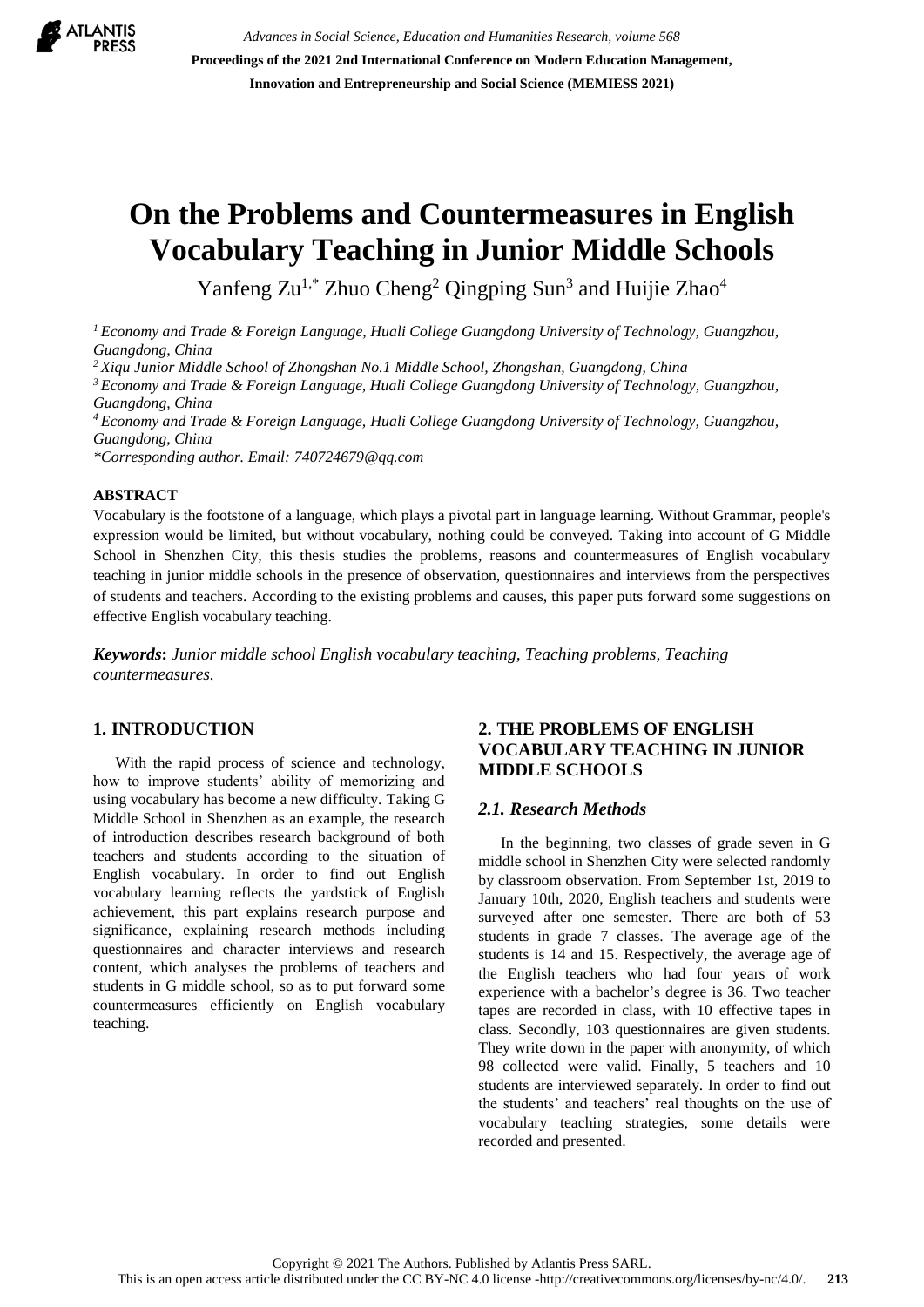# On the Problems and Countermeasures in English Vocabulary Teaching in Junior Middle Schools

Yanfeng Zu[1,*] Zhuo Cheng[2] Qingping Sun[3] and Huijie Zhao[4]

*[1] Economy and Trade & Foreign Language, Huali College Guangdong University of Technology, Guangzhou, Guangdong, China*
*[2] Xiqu Junior Middle School of Zhongshan No.1 Middle School, Zhongshan, Guangdong, China*
*[3] Economy and Trade & Foreign Language, Huali College Guangdong University of Technology, Guangzhou, Guangdong, China*
*[4] Economy and Trade & Foreign Language, Huali College Guangdong University of Technology, Guangzhou, Guangdong, China*
*\*Corresponding author. Email: 740724679@qq.com*

## ABSTRACT

Vocabulary is the footstone of a language, which plays a pivotal part in language learning. Without Grammar, people's expression would be limited, but without vocabulary, nothing could be conveyed. Taking into account of G Middle School in Shenzhen City, this thesis studies the problems, reasons and countermeasures of English vocabulary teaching in junior middle schools in the presence of observation, questionnaires and interviews from the perspectives of students and teachers. According to the existing problems and causes, this paper puts forward some suggestions on effective English vocabulary teaching.

***Keywords:*** *Junior middle school English vocabulary teaching, Teaching problems, Teaching countermeasures.*

## 1. INTRODUCTION

With the rapid process of science and technology, how to improve students' ability of memorizing and using vocabulary has become a new difficulty. Taking G Middle School in Shenzhen as an example, the research of introduction describes research background of both teachers and students according to the situation of English vocabulary. In order to find out English vocabulary learning reflects the yardstick of English achievement, this part explains research purpose and significance, explaining research methods including questionnaires and character interviews and research content, which analyses the problems of teachers and students in G middle school, so as to put forward some countermeasures efficiently on English vocabulary teaching.

## 2. THE PROBLEMS OF ENGLISH VOCABULARY TEACHING IN JUNIOR MIDDLE SCHOOLS

### *2.1. Research Methods*

In the beginning, two classes of grade seven in G middle school in Shenzhen City were selected randomly by classroom observation. From September 1st, 2019 to January 10th, 2020, English teachers and students were surveyed after one semester. There are both of 53 students in grade 7 classes. The average age of the students is 14 and 15. Respectively, the average age of the English teachers who had four years of work experience with a bachelor's degree is 36. Two teacher tapes are recorded in class, with 10 effective tapes in class. Secondly, 103 questionnaires are given students. They write down in the paper with anonymity, of which 98 collected were valid. Finally, 5 teachers and 10 students are interviewed separately. In order to find out the students' and teachers' real thoughts on the use of vocabulary teaching strategies, some details were recorded and presented.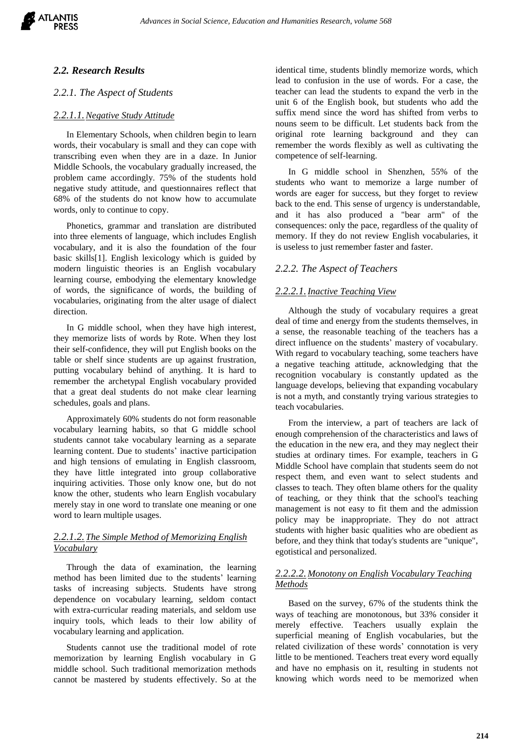### *2.2. Research Results*

#### *2.2.1. The Aspect of Students*

##### *2.2.1.1. Negative Study Attitude*

In Elementary Schools, when children begin to learn words, their vocabulary is small and they can cope with transcribing even when they are in a daze. In Junior Middle Schools, the vocabulary gradually increased, the problem came accordingly. 75% of the students hold negative study attitude, and questionnaires reflect that 68% of the students do not know how to accumulate words, only to continue to copy.

Phonetics, grammar and translation are distributed into three elements of language, which includes English vocabulary, and it is also the foundation of the four basic skills[1]. English lexicology which is guided by modern linguistic theories is an English vocabulary learning course, embodying the elementary knowledge of words, the significance of words, the building of vocabularies, originating from the alter usage of dialect direction.

In G middle school, when they have high interest, they memorize lists of words by Rote. When they lost their self-confidence, they will put English books on the table or shelf since students are up against frustration, putting vocabulary behind of anything. It is hard to remember the archetypal English vocabulary provided that a great deal students do not make clear learning schedules, goals and plans.

Approximately 60% students do not form reasonable vocabulary learning habits, so that G middle school students cannot take vocabulary learning as a separate learning content. Due to students' inactive participation and high tensions of emulating in English classroom, they have little integrated into group collaborative inquiring activities. Those only know one, but do not know the other, students who learn English vocabulary merely stay in one word to translate one meaning or one word to learn multiple usages.

##### *2.2.1.2. The Simple Method of Memorizing English Vocabulary*

Through the data of examination, the learning method has been limited due to the students' learning tasks of increasing subjects. Students have strong dependence on vocabulary learning, seldom contact with extra-curricular reading materials, and seldom use inquiry tools, which leads to their low ability of vocabulary learning and application.

Students cannot use the traditional model of rote memorization by learning English vocabulary in G middle school. Such traditional memorization methods cannot be mastered by students effectively. So at the identical time, students blindly memorize words, which lead to confusion in the use of words. For a case, the teacher can lead the students to expand the verb in the unit 6 of the English book, but students who add the suffix mend since the word has shifted from verbs to nouns seem to be difficult. Let students back from the original rote learning background and they can remember the words flexibly as well as cultivating the competence of self-learning.

In G middle school in Shenzhen, 55% of the students who want to memorize a large number of words are eager for success, but they forget to review back to the end. This sense of urgency is understandable, and it has also produced a "bear arm" of the consequences: only the pace, regardless of the quality of memory. If they do not review English vocabularies, it is useless to just remember faster and faster.

#### *2.2.2. The Aspect of Teachers*

##### *2.2.2.1. Inactive Teaching View*

Although the study of vocabulary requires a great deal of time and energy from the students themselves, in a sense, the reasonable teaching of the teachers has a direct influence on the students' mastery of vocabulary. With regard to vocabulary teaching, some teachers have a negative teaching attitude, acknowledging that the recognition vocabulary is constantly updated as the language develops, believing that expanding vocabulary is not a myth, and constantly trying various strategies to teach vocabularies.

From the interview, a part of teachers are lack of enough comprehension of the characteristics and laws of the education in the new era, and they may neglect their studies at ordinary times. For example, teachers in G Middle School have complain that students seem do not respect them, and even want to select students and classes to teach. They often blame others for the quality of teaching, or they think that the school's teaching management is not easy to fit them and the admission policy may be inappropriate. They do not attract students with higher basic qualities who are obedient as before, and they think that today's students are "unique", egotistical and personalized.

##### *2.2.2.2. Monotony on English Vocabulary Teaching Methods*

Based on the survey, 67% of the students think the ways of teaching are monotonous, but 33% consider it merely effective. Teachers usually explain the superficial meaning of English vocabularies, but the related civilization of these words' connotation is very little to be mentioned. Teachers treat every word equally and have no emphasis on it, resulting in students not knowing which words need to be memorized when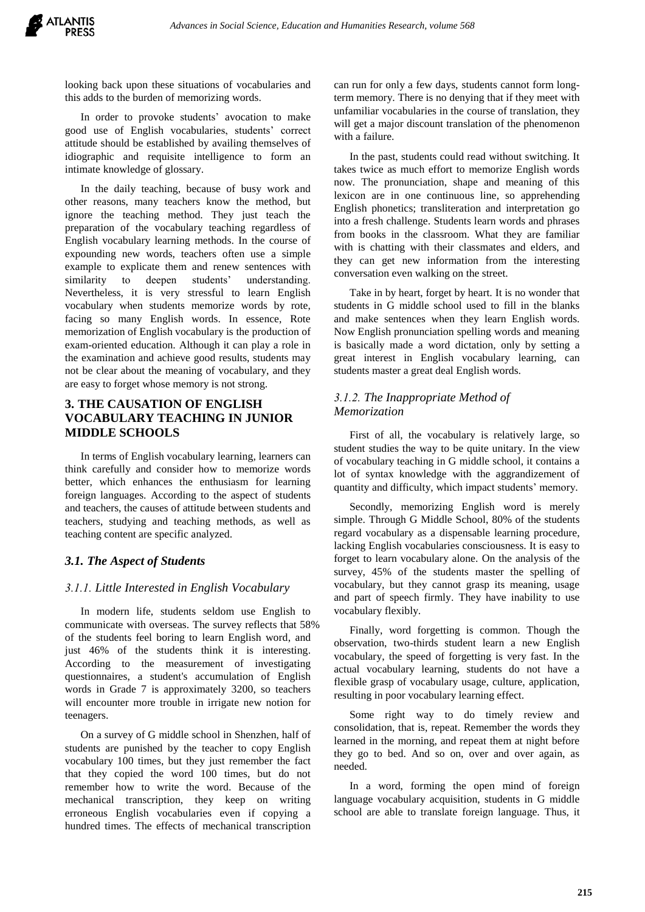looking back upon these situations of vocabularies and this adds to the burden of memorizing words.

In order to provoke students' avocation to make good use of English vocabularies, students' correct attitude should be established by availing themselves of idiographic and requisite intelligence to form an intimate knowledge of glossary.

In the daily teaching, because of busy work and other reasons, many teachers know the method, but ignore the teaching method. They just teach the preparation of the vocabulary teaching regardless of English vocabulary learning methods. In the course of expounding new words, teachers often use a simple example to explicate them and renew sentences with similarity to deepen students' understanding. Nevertheless, it is very stressful to learn English vocabulary when students memorize words by rote, facing so many English words. In essence, Rote memorization of English vocabulary is the production of exam-oriented education. Although it can play a role in the examination and achieve good results, students may not be clear about the meaning of vocabulary, and they are easy to forget whose memory is not strong.

## 3. THE CAUSATION OF ENGLISH VOCABULARY TEACHING IN JUNIOR MIDDLE SCHOOLS

In terms of English vocabulary learning, learners can think carefully and consider how to memorize words better, which enhances the enthusiasm for learning foreign languages. According to the aspect of students and teachers, the causes of attitude between students and teachers, studying and teaching methods, as well as teaching content are specific analyzed.

### *3.1. The Aspect of Students*

#### *3.1.1. Little Interested in English Vocabulary*

In modern life, students seldom use English to communicate with overseas. The survey reflects that 58% of the students feel boring to learn English word, and just 46% of the students think it is interesting. According to the measurement of investigating questionnaires, a student's accumulation of English words in Grade 7 is approximately 3200, so teachers will encounter more trouble in irrigate new notion for teenagers.

On a survey of G middle school in Shenzhen, half of students are punished by the teacher to copy English vocabulary 100 times, but they just remember the fact that they copied the word 100 times, but do not remember how to write the word. Because of the mechanical transcription, they keep on writing erroneous English vocabularies even if copying a hundred times. The effects of mechanical transcription can run for only a few days, students cannot form long-term memory. There is no denying that if they meet with unfamiliar vocabularies in the course of translation, they will get a major discount translation of the phenomenon with a failure.

In the past, students could read without switching. It takes twice as much effort to memorize English words now. The pronunciation, shape and meaning of this lexicon are in one continuous line, so apprehending English phonetics; transliteration and interpretation go into a fresh challenge. Students learn words and phrases from books in the classroom. What they are familiar with is chatting with their classmates and elders, and they can get new information from the interesting conversation even walking on the street.

Take in by heart, forget by heart. It is no wonder that students in G middle school used to fill in the blanks and make sentences when they learn English words. Now English pronunciation spelling words and meaning is basically made a word dictation, only by setting a great interest in English vocabulary learning, can students master a great deal English words.

#### *3.1.2. The Inappropriate Method of Memorization*

First of all, the vocabulary is relatively large, so student studies the way to be quite unitary. In the view of vocabulary teaching in G middle school, it contains a lot of syntax knowledge with the aggrandizement of quantity and difficulty, which impact students' memory.

Secondly, memorizing English word is merely simple. Through G Middle School, 80% of the students regard vocabulary as a dispensable learning procedure, lacking English vocabularies consciousness. It is easy to forget to learn vocabulary alone. On the analysis of the survey, 45% of the students master the spelling of vocabulary, but they cannot grasp its meaning, usage and part of speech firmly. They have inability to use vocabulary flexibly.

Finally, word forgetting is common. Though the observation, two-thirds student learn a new English vocabulary, the speed of forgetting is very fast. In the actual vocabulary learning, students do not have a flexible grasp of vocabulary usage, culture, application, resulting in poor vocabulary learning effect.

Some right way to do timely review and consolidation, that is, repeat. Remember the words they learned in the morning, and repeat them at night before they go to bed. And so on, over and over again, as needed.

In a word, forming the open mind of foreign language vocabulary acquisition, students in G middle school are able to translate foreign language. Thus, it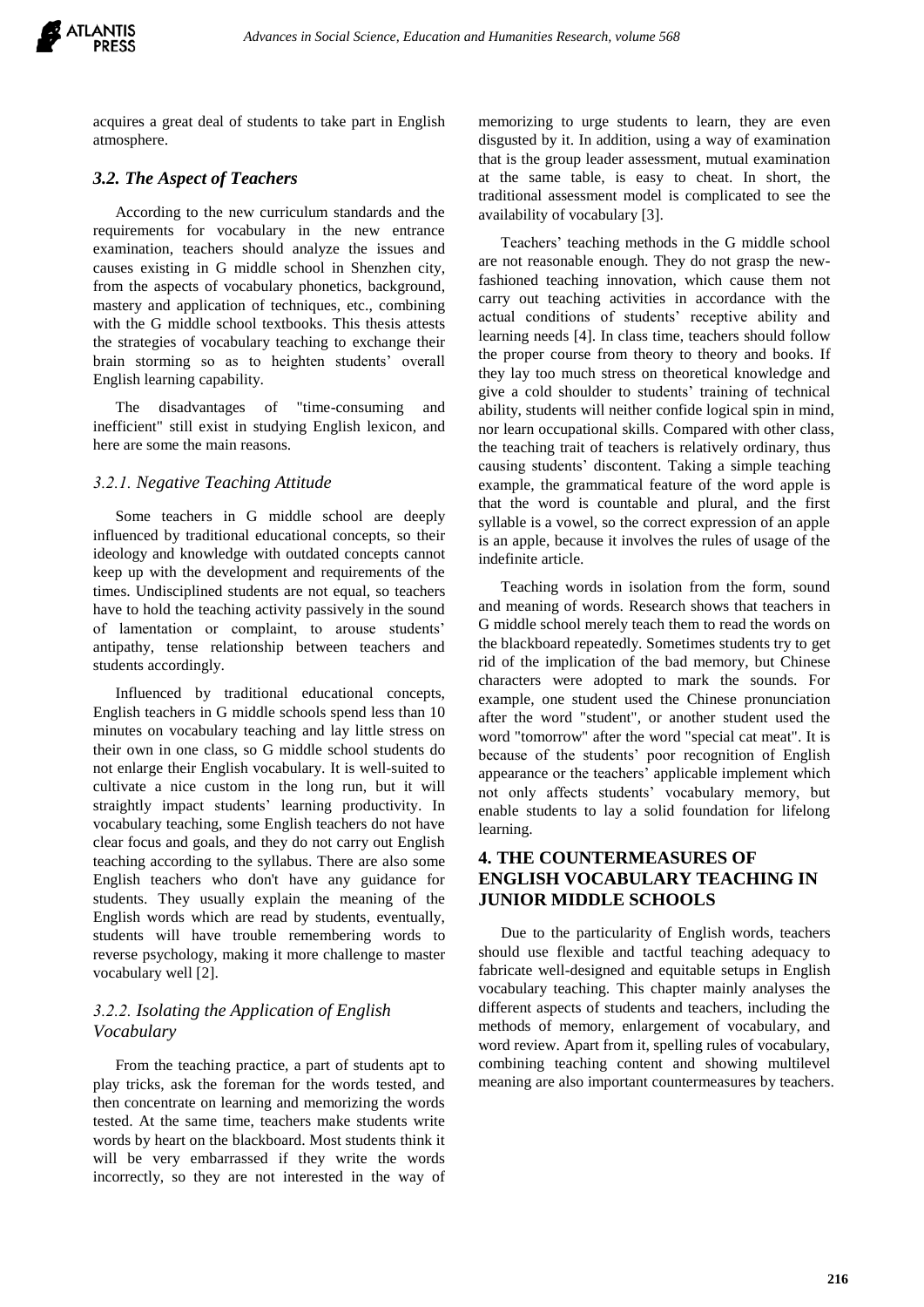acquires a great deal of students to take part in English atmosphere.

### *3.2. The Aspect of Teachers*

According to the new curriculum standards and the requirements for vocabulary in the new entrance examination, teachers should analyze the issues and causes existing in G middle school in Shenzhen city, from the aspects of vocabulary phonetics, background, mastery and application of techniques, etc., combining with the G middle school textbooks. This thesis attests the strategies of vocabulary teaching to exchange their brain storming so as to heighten students' overall English learning capability.

The disadvantages of "time-consuming and inefficient" still exist in studying English lexicon, and here are some the main reasons.

#### *3.2.1. Negative Teaching Attitude*

Some teachers in G middle school are deeply influenced by traditional educational concepts, so their ideology and knowledge with outdated concepts cannot keep up with the development and requirements of the times. Undisciplined students are not equal, so teachers have to hold the teaching activity passively in the sound of lamentation or complaint, to arouse students' antipathy, tense relationship between teachers and students accordingly.

Influenced by traditional educational concepts, English teachers in G middle schools spend less than 10 minutes on vocabulary teaching and lay little stress on their own in one class, so G middle school students do not enlarge their English vocabulary. It is well-suited to cultivate a nice custom in the long run, but it will straightly impact students' learning productivity. In vocabulary teaching, some English teachers do not have clear focus and goals, and they do not carry out English teaching according to the syllabus. There are also some English teachers who don't have any guidance for students. They usually explain the meaning of the English words which are read by students, eventually, students will have trouble remembering words to reverse psychology, making it more challenge to master vocabulary well [2].

#### *3.2.2. Isolating the Application of English Vocabulary*

From the teaching practice, a part of students apt to play tricks, ask the foreman for the words tested, and then concentrate on learning and memorizing the words tested. At the same time, teachers make students write words by heart on the blackboard. Most students think it will be very embarrassed if they write the words incorrectly, so they are not interested in the way of memorizing to urge students to learn, they are even disgusted by it. In addition, using a way of examination that is the group leader assessment, mutual examination at the same table, is easy to cheat. In short, the traditional assessment model is complicated to see the availability of vocabulary [3].

Teachers' teaching methods in the G middle school are not reasonable enough. They do not grasp the new-fashioned teaching innovation, which cause them not carry out teaching activities in accordance with the actual conditions of students' receptive ability and learning needs [4]. In class time, teachers should follow the proper course from theory to theory and books. If they lay too much stress on theoretical knowledge and give a cold shoulder to students' training of technical ability, students will neither confide logical spin in mind, nor learn occupational skills. Compared with other class, the teaching trait of teachers is relatively ordinary, thus causing students' discontent. Taking a simple teaching example, the grammatical feature of the word apple is that the word is countable and plural, and the first syllable is a vowel, so the correct expression of an apple is an apple, because it involves the rules of usage of the indefinite article.

Teaching words in isolation from the form, sound and meaning of words. Research shows that teachers in G middle school merely teach them to read the words on the blackboard repeatedly. Sometimes students try to get rid of the implication of the bad memory, but Chinese characters were adopted to mark the sounds. For example, one student used the Chinese pronunciation after the word "student", or another student used the word "tomorrow" after the word "special cat meat". It is because of the students' poor recognition of English appearance or the teachers' applicable implement which not only affects students' vocabulary memory, but enable students to lay a solid foundation for lifelong learning.

## 4. THE COUNTERMEASURES OF ENGLISH VOCABULARY TEACHING IN JUNIOR MIDDLE SCHOOLS

Due to the particularity of English words, teachers should use flexible and tactful teaching adequacy to fabricate well-designed and equitable setups in English vocabulary teaching. This chapter mainly analyses the different aspects of students and teachers, including the methods of memory, enlargement of vocabulary, and word review. Apart from it, spelling rules of vocabulary, combining teaching content and showing multilevel meaning are also important countermeasures by teachers.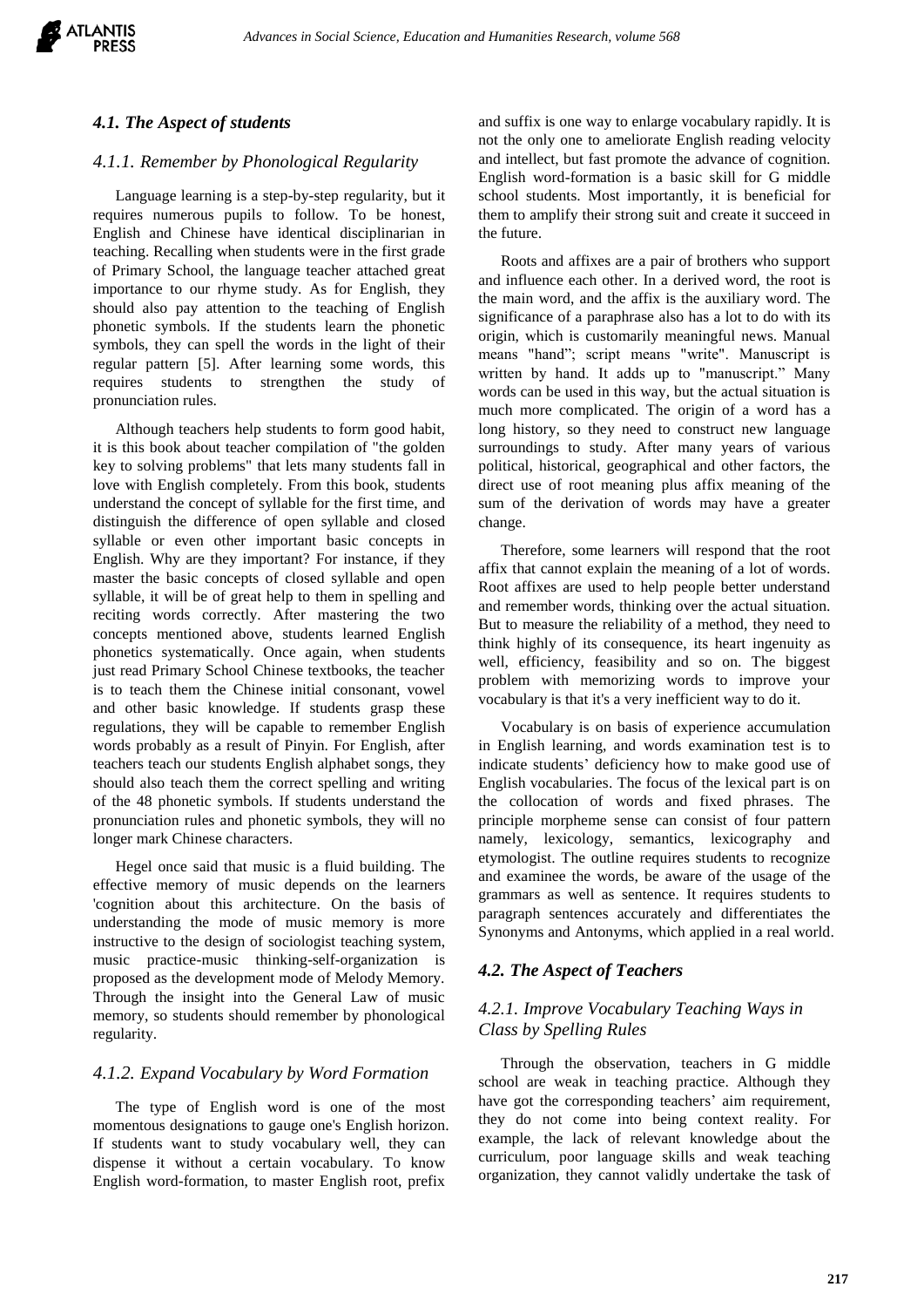### 4.1. The Aspect of students

#### 4.1.1. Remember by Phonological Regularity

Language learning is a step-by-step regularity, but it requires numerous pupils to follow. To be honest, English and Chinese have identical disciplinarian in teaching. Recalling when students were in the first grade of Primary School, the language teacher attached great importance to our rhyme study. As for English, they should also pay attention to the teaching of English phonetic symbols. If the students learn the phonetic symbols, they can spell the words in the light of their regular pattern [5]. After learning some words, this requires students to strengthen the study of pronunciation rules.

Although teachers help students to form good habit, it is this book about teacher compilation of "the golden key to solving problems" that lets many students fall in love with English completely. From this book, students understand the concept of syllable for the first time, and distinguish the difference of open syllable and closed syllable or even other important basic concepts in English. Why are they important? For instance, if they master the basic concepts of closed syllable and open syllable, it will be of great help to them in spelling and reciting words correctly. After mastering the two concepts mentioned above, students learned English phonetics systematically. Once again, when students just read Primary School Chinese textbooks, the teacher is to teach them the Chinese initial consonant, vowel and other basic knowledge. If students grasp these regulations, they will be capable to remember English words probably as a result of Pinyin. For English, after teachers teach our students English alphabet songs, they should also teach them the correct spelling and writing of the 48 phonetic symbols. If students understand the pronunciation rules and phonetic symbols, they will no longer mark Chinese characters.

Hegel once said that music is a fluid building. The effective memory of music depends on the learners 'cognition about this architecture. On the basis of understanding the mode of music memory is more instructive to the design of sociologist teaching system, music practice-music thinking-self-organization is proposed as the development mode of Melody Memory. Through the insight into the General Law of music memory, so students should remember by phonological regularity.

#### 4.1.2. Expand Vocabulary by Word Formation

The type of English word is one of the most momentous designations to gauge one's English horizon. If students want to study vocabulary well, they can dispense it without a certain vocabulary. To know English word-formation, to master English root, prefix and suffix is one way to enlarge vocabulary rapidly. It is not the only one to ameliorate English reading velocity and intellect, but fast promote the advance of cognition. English word-formation is a basic skill for G middle school students. Most importantly, it is beneficial for them to amplify their strong suit and create it succeed in the future.

Roots and affixes are a pair of brothers who support and influence each other. In a derived word, the root is the main word, and the affix is the auxiliary word. The significance of a paraphrase also has a lot to do with its origin, which is customarily meaningful news. Manual means "hand"; script means "write". Manuscript is written by hand. It adds up to "manuscript." Many words can be used in this way, but the actual situation is much more complicated. The origin of a word has a long history, so they need to construct new language surroundings to study. After many years of various political, historical, geographical and other factors, the direct use of root meaning plus affix meaning of the sum of the derivation of words may have a greater change.

Therefore, some learners will respond that the root affix that cannot explain the meaning of a lot of words. Root affixes are used to help people better understand and remember words, thinking over the actual situation. But to measure the reliability of a method, they need to think highly of its consequence, its heart ingenuity as well, efficiency, feasibility and so on. The biggest problem with memorizing words to improve your vocabulary is that it's a very inefficient way to do it.

Vocabulary is on basis of experience accumulation in English learning, and words examination test is to indicate students' deficiency how to make good use of English vocabularies. The focus of the lexical part is on the collocation of words and fixed phrases. The principle morpheme sense can consist of four pattern namely, lexicology, semantics, lexicography and etymologist. The outline requires students to recognize and examinee the words, be aware of the usage of the grammars as well as sentence. It requires students to paragraph sentences accurately and differentiates the Synonyms and Antonyms, which applied in a real world.

### 4.2. The Aspect of Teachers

#### 4.2.1. Improve Vocabulary Teaching Ways in Class by Spelling Rules

Through the observation, teachers in G middle school are weak in teaching practice. Although they have got the corresponding teachers' aim requirement, they do not come into being context reality. For example, the lack of relevant knowledge about the curriculum, poor language skills and weak teaching organization, they cannot validly undertake the task of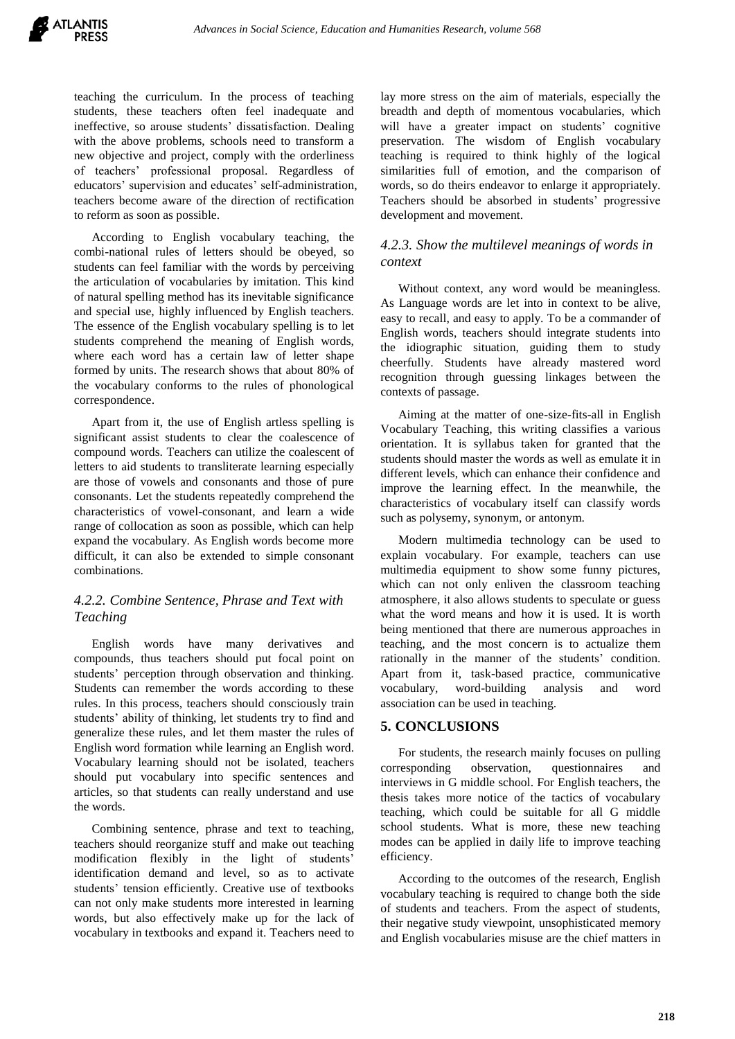teaching the curriculum. In the process of teaching students, these teachers often feel inadequate and ineffective, so arouse students' dissatisfaction. Dealing with the above problems, schools need to transform a new objective and project, comply with the orderliness of teachers' professional proposal. Regardless of educators' supervision and educates' self-administration, teachers become aware of the direction of rectification to reform as soon as possible.

According to English vocabulary teaching, the combi-national rules of letters should be obeyed, so students can feel familiar with the words by perceiving the articulation of vocabularies by imitation. This kind of natural spelling method has its inevitable significance and special use, highly influenced by English teachers. The essence of the English vocabulary spelling is to let students comprehend the meaning of English words, where each word has a certain law of letter shape formed by units. The research shows that about 80% of the vocabulary conforms to the rules of phonological correspondence.

Apart from it, the use of English artless spelling is significant assist students to clear the coalescence of compound words. Teachers can utilize the coalescent of letters to aid students to transliterate learning especially are those of vowels and consonants and those of pure consonants. Let the students repeatedly comprehend the characteristics of vowel-consonant, and learn a wide range of collocation as soon as possible, which can help expand the vocabulary. As English words become more difficult, it can also be extended to simple consonant combinations.

### *4.2.2. Combine Sentence, Phrase and Text with Teaching*

English words have many derivatives and compounds, thus teachers should put focal point on students' perception through observation and thinking. Students can remember the words according to these rules. In this process, teachers should consciously train students' ability of thinking, let students try to find and generalize these rules, and let them master the rules of English word formation while learning an English word. Vocabulary learning should not be isolated, teachers should put vocabulary into specific sentences and articles, so that students can really understand and use the words.

Combining sentence, phrase and text to teaching, teachers should reorganize stuff and make out teaching modification flexibly in the light of students' identification demand and level, so as to activate students' tension efficiently. Creative use of textbooks can not only make students more interested in learning words, but also effectively make up for the lack of vocabulary in textbooks and expand it. Teachers need to lay more stress on the aim of materials, especially the breadth and depth of momentous vocabularies, which will have a greater impact on students' cognitive preservation. The wisdom of English vocabulary teaching is required to think highly of the logical similarities full of emotion, and the comparison of words, so do theirs endeavor to enlarge it appropriately. Teachers should be absorbed in students' progressive development and movement.

### *4.2.3. Show the multilevel meanings of words in context*

Without context, any word would be meaningless. As Language words are let into in context to be alive, easy to recall, and easy to apply. To be a commander of English words, teachers should integrate students into the idiographic situation, guiding them to study cheerfully. Students have already mastered word recognition through guessing linkages between the contexts of passage.

Aiming at the matter of one-size-fits-all in English Vocabulary Teaching, this writing classifies a various orientation. It is syllabus taken for granted that the students should master the words as well as emulate it in different levels, which can enhance their confidence and improve the learning effect. In the meanwhile, the characteristics of vocabulary itself can classify words such as polysemy, synonym, or antonym.

Modern multimedia technology can be used to explain vocabulary. For example, teachers can use multimedia equipment to show some funny pictures, which can not only enliven the classroom teaching atmosphere, it also allows students to speculate or guess what the word means and how it is used. It is worth being mentioned that there are numerous approaches in teaching, and the most concern is to actualize them rationally in the manner of the students' condition. Apart from it, task-based practice, communicative vocabulary, word-building analysis and word association can be used in teaching.

## 5. CONCLUSIONS

For students, the research mainly focuses on pulling corresponding observation, questionnaires and interviews in G middle school. For English teachers, the thesis takes more notice of the tactics of vocabulary teaching, which could be suitable for all G middle school students. What is more, these new teaching modes can be applied in daily life to improve teaching efficiency.

According to the outcomes of the research, English vocabulary teaching is required to change both the side of students and teachers. From the aspect of students, their negative study viewpoint, unsophisticated memory and English vocabularies misuse are the chief matters in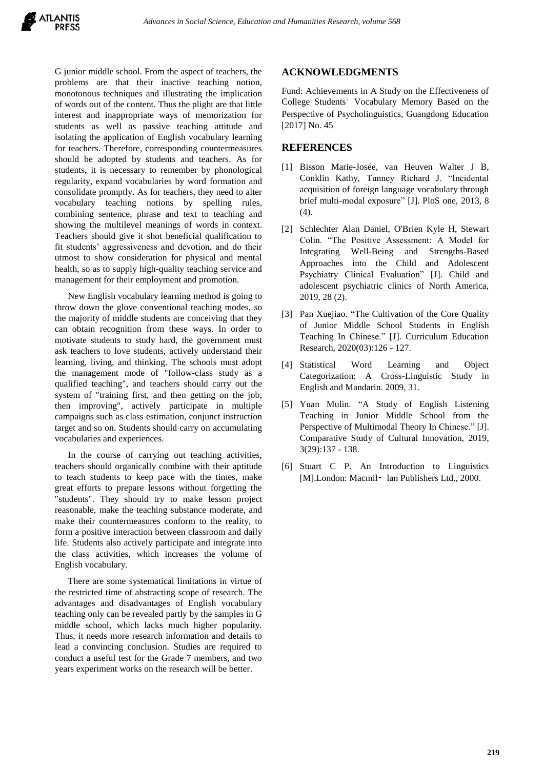G junior middle school. From the aspect of teachers, the problems are that their inactive teaching notion, monotonous techniques and illustrating the implication of words out of the content. Thus the plight are that little interest and inappropriate ways of memorization for students as well as passive teaching attitude and isolating the application of English vocabulary learning for teachers. Therefore, corresponding countermeasures should be adopted by students and teachers. As for students, it is necessary to remember by phonological regularity, expand vocabularies by word formation and consolidate promptly. As for teachers, they need to alter vocabulary teaching notions by spelling rules, combining sentence, phrase and text to teaching and showing the multilevel meanings of words in context. Teachers should give it shot beneficial qualification to fit students' aggressiveness and devotion, and do their utmost to show consideration for physical and mental health, so as to supply high-quality teaching service and management for their employment and promotion.

New English vocabulary learning method is going to throw down the glove conventional teaching modes, so the majority of middle students are conceiving that they can obtain recognition from these ways. In order to motivate students to study hard, the government must ask teachers to love students, actively understand their learning, living, and thinking. The schools must adopt the management mode of "follow-class study as a qualified teaching", and teachers should carry out the system of "training first, and then getting on the job, then improving", actively participate in multiple campaigns such as class estimation, conjunct instruction target and so on. Students should carry on accumulating vocabularies and experiences.

In the course of carrying out teaching activities, teachers should organically combine with their aptitude to teach students to keep pace with the times, make great efforts to prepare lessons without forgetting the "students". They should try to make lesson project reasonable, make the teaching substance moderate, and make their countermeasures conform to the reality, to form a positive interaction between classroom and daily life. Students also actively participate and integrate into the class activities, which increases the volume of English vocabulary.

There are some systematical limitations in virtue of the restricted time of abstracting scope of research. The advantages and disadvantages of English vocabulary teaching only can be revealed partly by the samples in G middle school, which lacks much higher popularity. Thus, it needs more research information and details to lead a convincing conclusion. Studies are required to conduct a useful test for the Grade 7 members, and two years experiment works on the research will be better.

## ACKNOWLEDGMENTS

Fund: Achievements in A Study on the Effectiveness of College Students' Vocabulary Memory Based on the Perspective of Psycholinguistics, Guangdong Education [2017] No. 45

## REFERENCES

[1] Bisson Marie-Josée, van Heuven Walter J B, Conklin Kathy, Tunney Richard J. "Incidental acquisition of foreign language vocabulary through brief multi-modal exposure" [J]. PloS one, 2013, 8 (4).

[2] Schlechter Alan Daniel, O'Brien Kyle H, Stewart Colin. "The Positive Assessment: A Model for Integrating Well-Being and Strengths-Based Approaches into the Child and Adolescent Psychiatry Clinical Evaluation" [J]. Child and adolescent psychiatric clinics of North America, 2019, 28 (2).

[3] Pan Xuejiao. "The Cultivation of the Core Quality of Junior Middle School Students in English Teaching In Chinese." [J]. Curriculum Education Research, 2020(03):126 - 127.

[4] Statistical Word Learning and Object Categorization: A Cross-Linguistic Study in English and Mandarin. 2009, 31.

[5] Yuan Mulin. "A Study of English Listening Teaching in Junior Middle School from the Perspective of Multimodal Theory In Chinese." [J]. Comparative Study of Cultural Innovation, 2019, 3(29):137 - 138.

[6] Stuart C P. An Introduction to Linguistics [M].London: Macmil‐ lan Publishers Ltd., 2000.